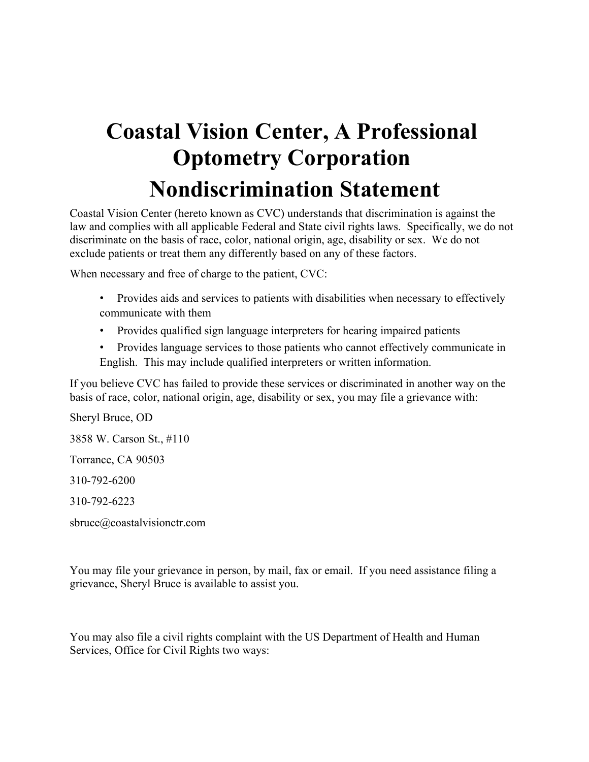# Coastal Vision Center, A Professional Optometry Corporation

# Nondiscrimination Statement

Coastal Vision Center (hereto known as CVC) understands that discrimination is against the law and complies with all applicable Federal and State civil rights laws. Specifically, we do not discriminate on the basis of race, color, national origin, age, disability or sex. We do not exclude patients or treat them any differently based on any of these factors.

When necessary and free of charge to the patient, CVC:

- Provides aids and services to patients with disabilities when necessary to effectively communicate with them
- Provides qualified sign language interpreters for hearing impaired patients
- Provides language services to those patients who cannot effectively communicate in English. This may include qualified interpreters or written information.

If you believe CVC has failed to provide these services or discriminated in another way on the basis of race, color, national origin, age, disability or sex, you may file a grievance with:

Sheryl Bruce, OD

3858 W. Carson St., #110

Torrance, CA 90503

310-792-6200

310-792-6223

sbruce@coastalvisionctr.com

You may file your grievance in person, by mail, fax or email. If you need assistance filing a grievance, Sheryl Bruce is available to assist you.

You may also file a civil rights complaint with the US Department of Health and Human Services, Office for Civil Rights two ways: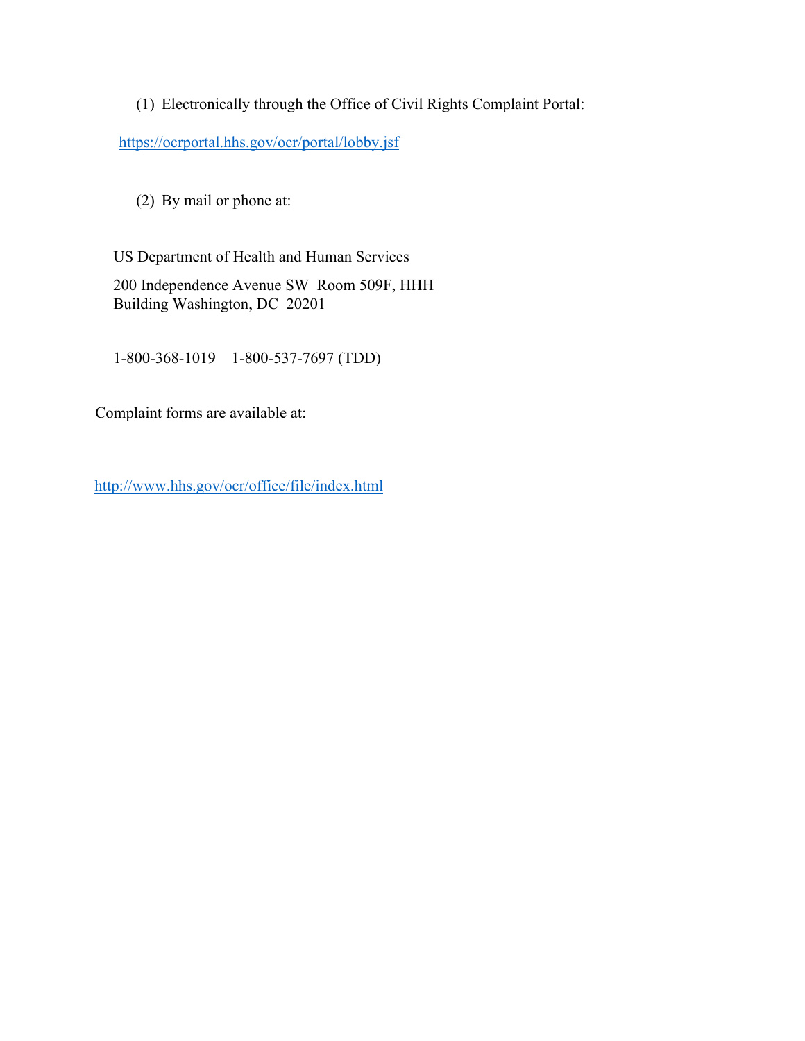(1) Electronically through the Office of Civil Rights Complaint Portal:

https://ocrportal.hhs.gov/ocr/portal/lobby.jsf

(2) By mail or phone at:

US Department of Health and Human Services

200 Independence Avenue SW Room 509F, HHH Building Washington, DC 20201

1-800-368-1019 1-800-537-7697 (TDD)

Complaint forms are available at:

http://www.hhs.gov/ocr/office/file/index.html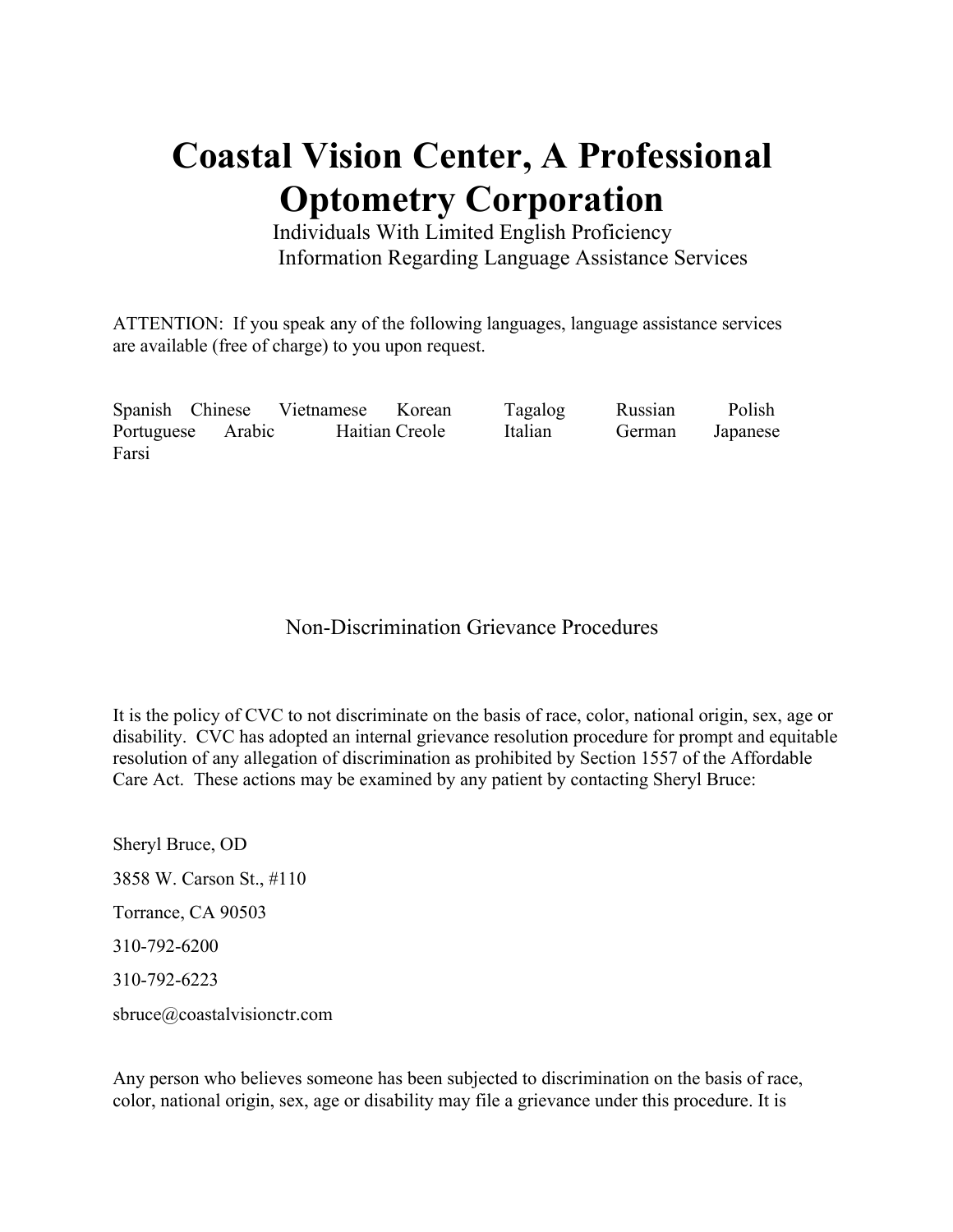# Coastal Vision Center, A Professional Optometry Corporation

Individuals With Limited English Proficiency
Information Regarding Language Assistance Services

ATTENTION: If you speak any of the following languages, language assistance services are available (free of charge) to you upon request.

Spanish Chinese Vietnamese Korean Tagalog Russian Polish Portuguese Arabic Haitian Creole Italian German Japanese Farsi

## Non-Discrimination Grievance Procedures

It is the policy of CVC to not discriminate on the basis of race, color, national origin, sex, age or disability. CVC has adopted an internal grievance resolution procedure for prompt and equitable resolution of any allegation of discrimination as prohibited by Section 1557 of the Affordable Care Act. These actions may be examined by any patient by contacting Sheryl Bruce:

Sheryl Bruce, OD

3858 W. Carson St., #110

Torrance, CA 90503

310-792-6200

310-792-6223

sbruce@coastalvisionctr.com

Any person who believes someone has been subjected to discrimination on the basis of race, color, national origin, sex, age or disability may file a grievance under this procedure. It is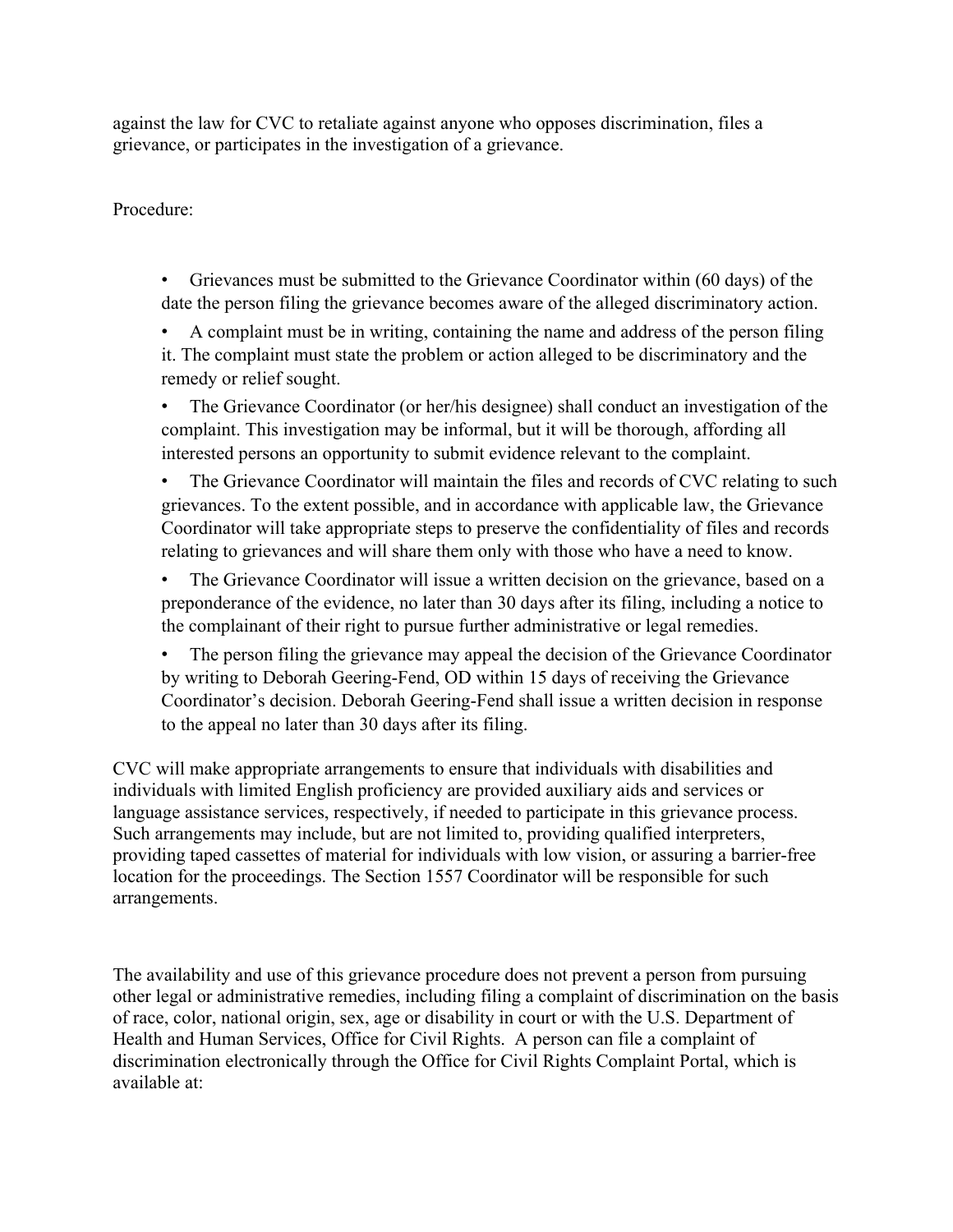against the law for CVC to retaliate against anyone who opposes discrimination, files a grievance, or participates in the investigation of a grievance.

Procedure:

- Grievances must be submitted to the Grievance Coordinator within (60 days) of the date the person filing the grievance becomes aware of the alleged discriminatory action.
- A complaint must be in writing, containing the name and address of the person filing it. The complaint must state the problem or action alleged to be discriminatory and the remedy or relief sought.
- The Grievance Coordinator (or her/his designee) shall conduct an investigation of the complaint. This investigation may be informal, but it will be thorough, affording all interested persons an opportunity to submit evidence relevant to the complaint.
- The Grievance Coordinator will maintain the files and records of CVC relating to such grievances. To the extent possible, and in accordance with applicable law, the Grievance Coordinator will take appropriate steps to preserve the confidentiality of files and records relating to grievances and will share them only with those who have a need to know.
- The Grievance Coordinator will issue a written decision on the grievance, based on a preponderance of the evidence, no later than 30 days after its filing, including a notice to the complainant of their right to pursue further administrative or legal remedies.
- The person filing the grievance may appeal the decision of the Grievance Coordinator by writing to Deborah Geering-Fend, OD within 15 days of receiving the Grievance Coordinator's decision. Deborah Geering-Fend shall issue a written decision in response to the appeal no later than 30 days after its filing.

CVC will make appropriate arrangements to ensure that individuals with disabilities and individuals with limited English proficiency are provided auxiliary aids and services or language assistance services, respectively, if needed to participate in this grievance process. Such arrangements may include, but are not limited to, providing qualified interpreters, providing taped cassettes of material for individuals with low vision, or assuring a barrier-free location for the proceedings. The Section 1557 Coordinator will be responsible for such arrangements.

The availability and use of this grievance procedure does not prevent a person from pursuing other legal or administrative remedies, including filing a complaint of discrimination on the basis of race, color, national origin, sex, age or disability in court or with the U.S. Department of Health and Human Services, Office for Civil Rights. A person can file a complaint of discrimination electronically through the Office for Civil Rights Complaint Portal, which is available at: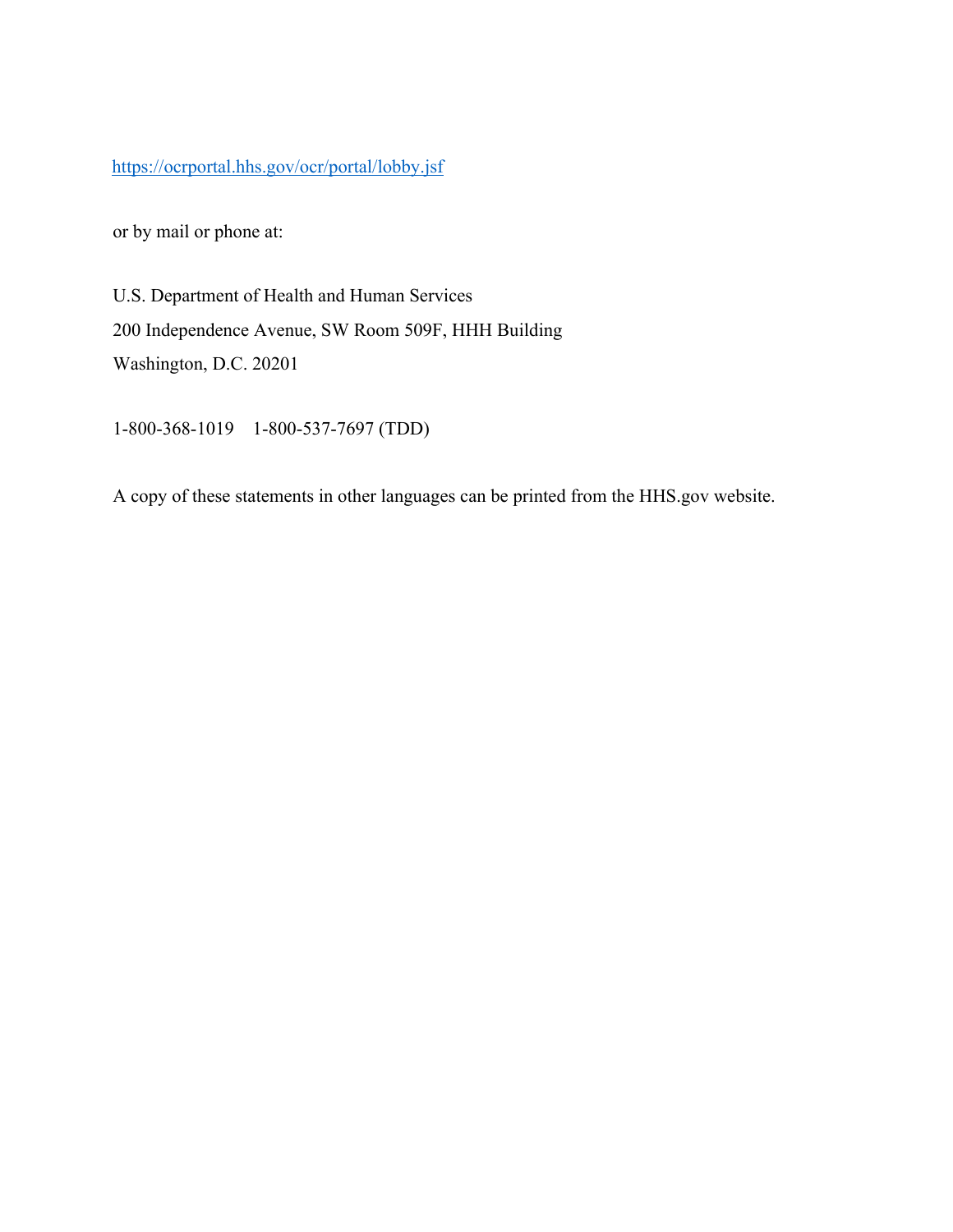https://ocrportal.hhs.gov/ocr/portal/lobby.jsf

or by mail or phone at:

U.S. Department of Health and Human Services  
200 Independence Avenue, SW Room 509F, HHH Building  
Washington, D.C. 20201

1-800-368-1019 1-800-537-7697 (TDD)

A copy of these statements in other languages can be printed from the HHS.gov website.